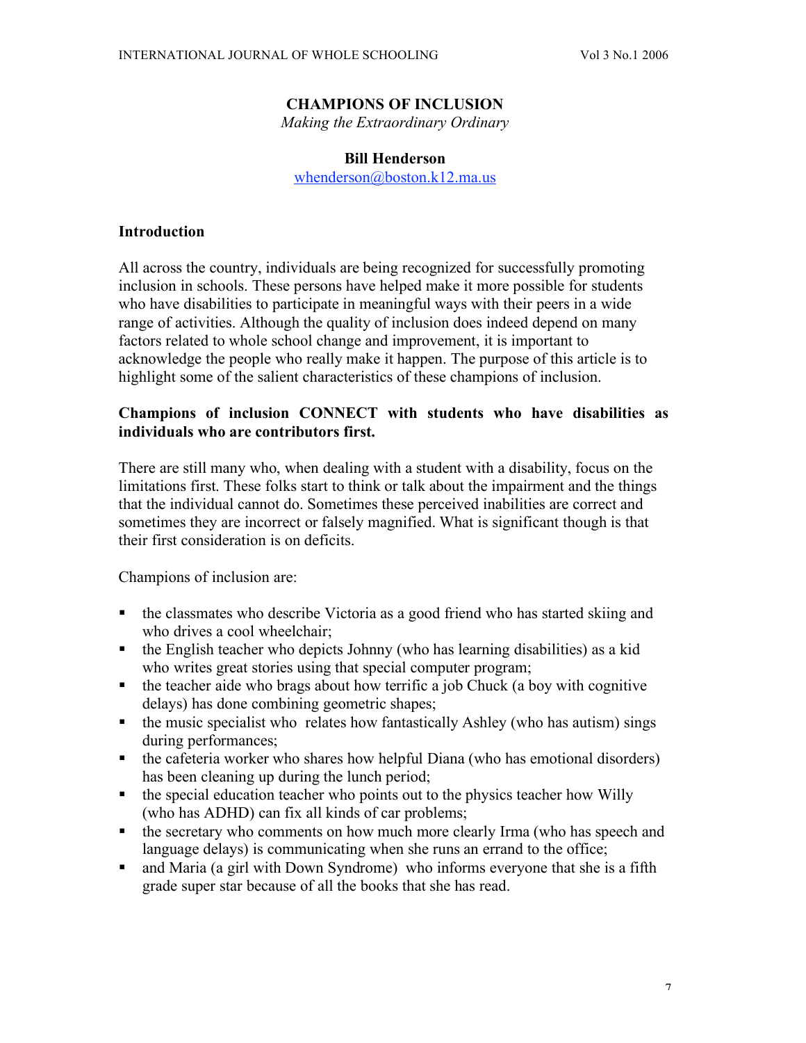# CHAMPIONS OF INCLUSION

*Making the Extraordinary Ordinary*

**Bill Henderson**

whenderson@boston.k12.ma.us

## Introduction

All across the country, individuals are being recognized for successfully promoting inclusion in schools. These persons have helped make it more possible for students who have disabilities to participate in meaningful ways with their peers in a wide range of activities. Although the quality of inclusion does indeed depend on many factors related to whole school change and improvement, it is important to acknowledge the people who really make it happen. The purpose of this article is to highlight some of the salient characteristics of these champions of inclusion.

## Champions of inclusion CONNECT with students who have disabilities as individuals who are contributors first.

There are still many who, when dealing with a student with a disability, focus on the limitations first. These folks start to think or talk about the impairment and the things that the individual cannot do. Sometimes these perceived inabilities are correct and sometimes they are incorrect or falsely magnified. What is significant though is that their first consideration is on deficits.

Champions of inclusion are:

- the classmates who describe Victoria as a good friend who has started skiing and who drives a cool wheelchair;
- the English teacher who depicts Johnny (who has learning disabilities) as a kid who writes great stories using that special computer program;
- the teacher aide who brags about how terrific a job Chuck (a boy with cognitive delays) has done combining geometric shapes;
- the music specialist who relates how fantastically Ashley (who has autism) sings during performances;
- the cafeteria worker who shares how helpful Diana (who has emotional disorders) has been cleaning up during the lunch period;
- the special education teacher who points out to the physics teacher how Willy (who has ADHD) can fix all kinds of car problems;
- the secretary who comments on how much more clearly Irma (who has speech and language delays) is communicating when she runs an errand to the office;
- and Maria (a girl with Down Syndrome) who informs everyone that she is a fifth grade super star because of all the books that she has read.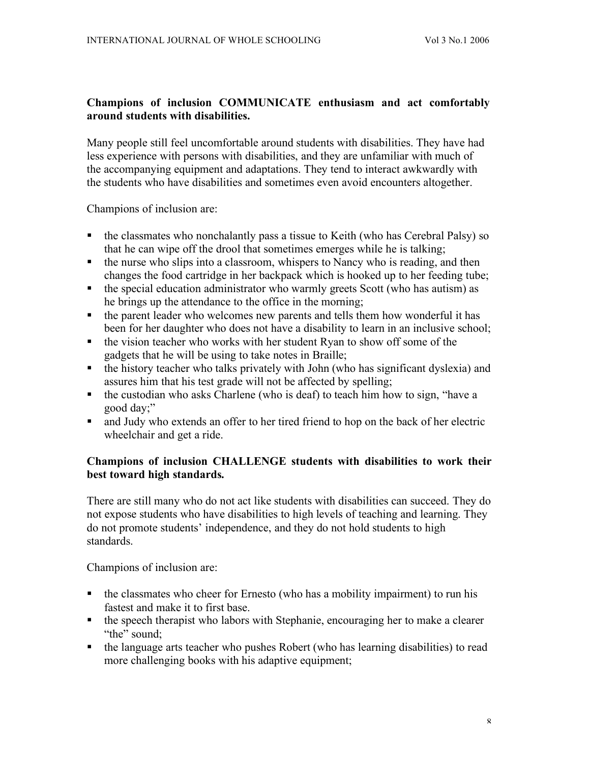**Champions of inclusion COMMUNICATE enthusiasm and act comfortably around students with disabilities.**

Many people still feel uncomfortable around students with disabilities. They have had less experience with persons with disabilities, and they are unfamiliar with much of the accompanying equipment and adaptations. They tend to interact awkwardly with the students who have disabilities and sometimes even avoid encounters altogether.

Champions of inclusion are:

- the classmates who nonchalantly pass a tissue to Keith (who has Cerebral Palsy) so that he can wipe off the drool that sometimes emerges while he is talking;
- the nurse who slips into a classroom, whispers to Nancy who is reading, and then changes the food cartridge in her backpack which is hooked up to her feeding tube;
- the special education administrator who warmly greets Scott (who has autism) as he brings up the attendance to the office in the morning;
- the parent leader who welcomes new parents and tells them how wonderful it has been for her daughter who does not have a disability to learn in an inclusive school;
- the vision teacher who works with her student Ryan to show off some of the gadgets that he will be using to take notes in Braille;
- the history teacher who talks privately with John (who has significant dyslexia) and assures him that his test grade will not be affected by spelling;
- the custodian who asks Charlene (who is deaf) to teach him how to sign, "have a good day;"
- and Judy who extends an offer to her tired friend to hop on the back of her electric wheelchair and get a ride.

**Champions of inclusion CHALLENGE students with disabilities to work their best toward high standards.**

There are still many who do not act like students with disabilities can succeed. They do not expose students who have disabilities to high levels of teaching and learning. They do not promote students' independence, and they do not hold students to high standards.

Champions of inclusion are:

- the classmates who cheer for Ernesto (who has a mobility impairment) to run his fastest and make it to first base.
- the speech therapist who labors with Stephanie, encouraging her to make a clearer "the" sound;
- the language arts teacher who pushes Robert (who has learning disabilities) to read more challenging books with his adaptive equipment;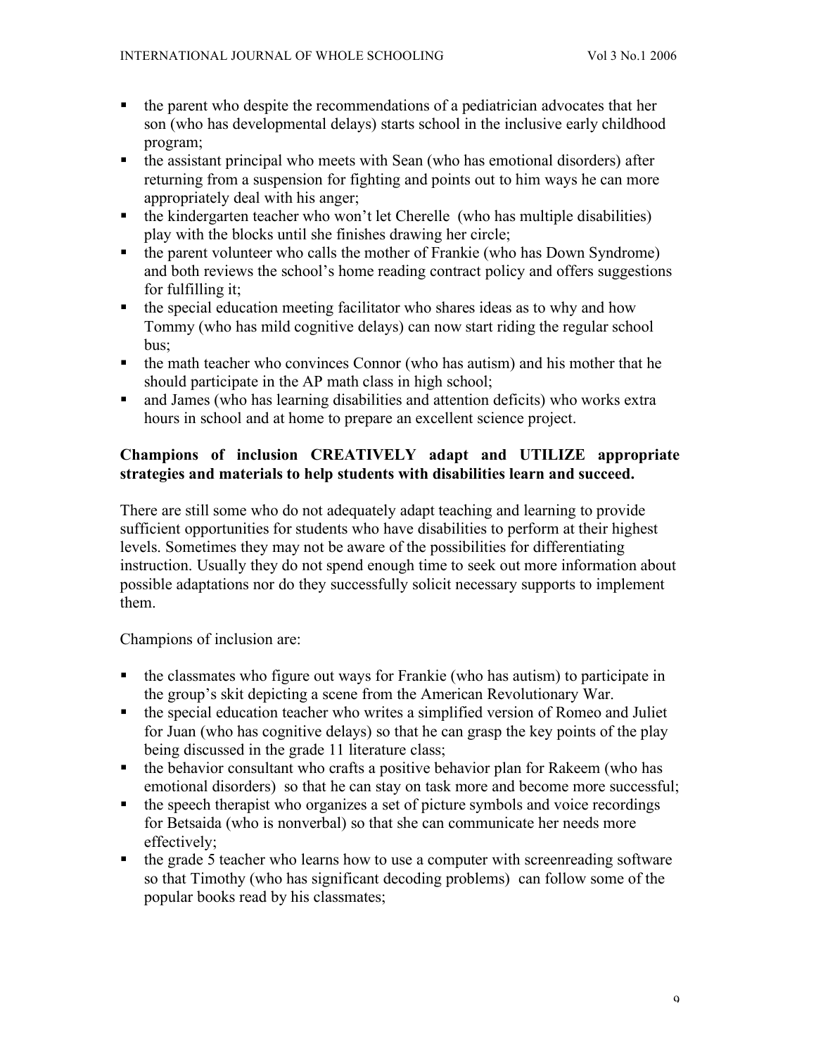- the parent who despite the recommendations of a pediatrician advocates that her son (who has developmental delays) starts school in the inclusive early childhood program;
- the assistant principal who meets with Sean (who has emotional disorders) after returning from a suspension for fighting and points out to him ways he can more appropriately deal with his anger;
- the kindergarten teacher who won't let Cherelle (who has multiple disabilities) play with the blocks until she finishes drawing her circle;
- the parent volunteer who calls the mother of Frankie (who has Down Syndrome) and both reviews the school's home reading contract policy and offers suggestions for fulfilling it;
- the special education meeting facilitator who shares ideas as to why and how Tommy (who has mild cognitive delays) can now start riding the regular school bus;
- the math teacher who convinces Connor (who has autism) and his mother that he should participate in the AP math class in high school;
- and James (who has learning disabilities and attention deficits) who works extra hours in school and at home to prepare an excellent science project.

**Champions of inclusion CREATIVELY adapt and UTILIZE appropriate strategies and materials to help students with disabilities learn and succeed.**

There are still some who do not adequately adapt teaching and learning to provide sufficient opportunities for students who have disabilities to perform at their highest levels. Sometimes they may not be aware of the possibilities for differentiating instruction. Usually they do not spend enough time to seek out more information about possible adaptations nor do they successfully solicit necessary supports to implement them.

Champions of inclusion are:

- the classmates who figure out ways for Frankie (who has autism) to participate in the group's skit depicting a scene from the American Revolutionary War.
- the special education teacher who writes a simplified version of Romeo and Juliet for Juan (who has cognitive delays) so that he can grasp the key points of the play being discussed in the grade 11 literature class;
- the behavior consultant who crafts a positive behavior plan for Rakeem (who has emotional disorders) so that he can stay on task more and become more successful;
- the speech therapist who organizes a set of picture symbols and voice recordings for Betsaida (who is nonverbal) so that she can communicate her needs more effectively;
- the grade 5 teacher who learns how to use a computer with screenreading software so that Timothy (who has significant decoding problems) can follow some of the popular books read by his classmates;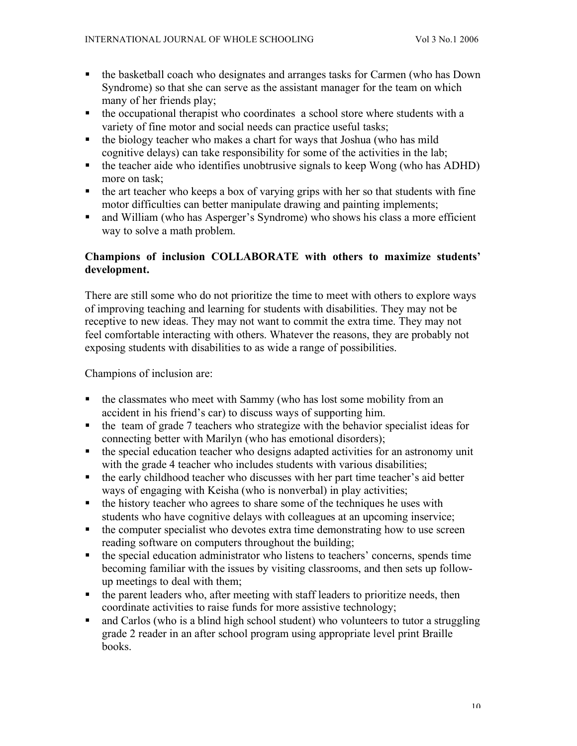- the basketball coach who designates and arranges tasks for Carmen (who has Down Syndrome) so that she can serve as the assistant manager for the team on which many of her friends play;
- the occupational therapist who coordinates a school store where students with a variety of fine motor and social needs can practice useful tasks;
- the biology teacher who makes a chart for ways that Joshua (who has mild cognitive delays) can take responsibility for some of the activities in the lab;
- the teacher aide who identifies unobtrusive signals to keep Wong (who has ADHD) more on task;
- the art teacher who keeps a box of varying grips with her so that students with fine motor difficulties can better manipulate drawing and painting implements;
- and William (who has Asperger's Syndrome) who shows his class a more efficient way to solve a math problem.

**Champions of inclusion COLLABORATE with others to maximize students' development.**

There are still some who do not prioritize the time to meet with others to explore ways of improving teaching and learning for students with disabilities. They may not be receptive to new ideas. They may not want to commit the extra time. They may not feel comfortable interacting with others. Whatever the reasons, they are probably not exposing students with disabilities to as wide a range of possibilities.

Champions of inclusion are:

- the classmates who meet with Sammy (who has lost some mobility from an accident in his friend's car) to discuss ways of supporting him.
- the team of grade 7 teachers who strategize with the behavior specialist ideas for connecting better with Marilyn (who has emotional disorders);
- the special education teacher who designs adapted activities for an astronomy unit with the grade 4 teacher who includes students with various disabilities;
- the early childhood teacher who discusses with her part time teacher's aid better ways of engaging with Keisha (who is nonverbal) in play activities;
- the history teacher who agrees to share some of the techniques he uses with students who have cognitive delays with colleagues at an upcoming inservice;
- the computer specialist who devotes extra time demonstrating how to use screen reading software on computers throughout the building;
- the special education administrator who listens to teachers' concerns, spends time becoming familiar with the issues by visiting classrooms, and then sets up follow-up meetings to deal with them;
- the parent leaders who, after meeting with staff leaders to prioritize needs, then coordinate activities to raise funds for more assistive technology;
- and Carlos (who is a blind high school student) who volunteers to tutor a struggling grade 2 reader in an after school program using appropriate level print Braille books.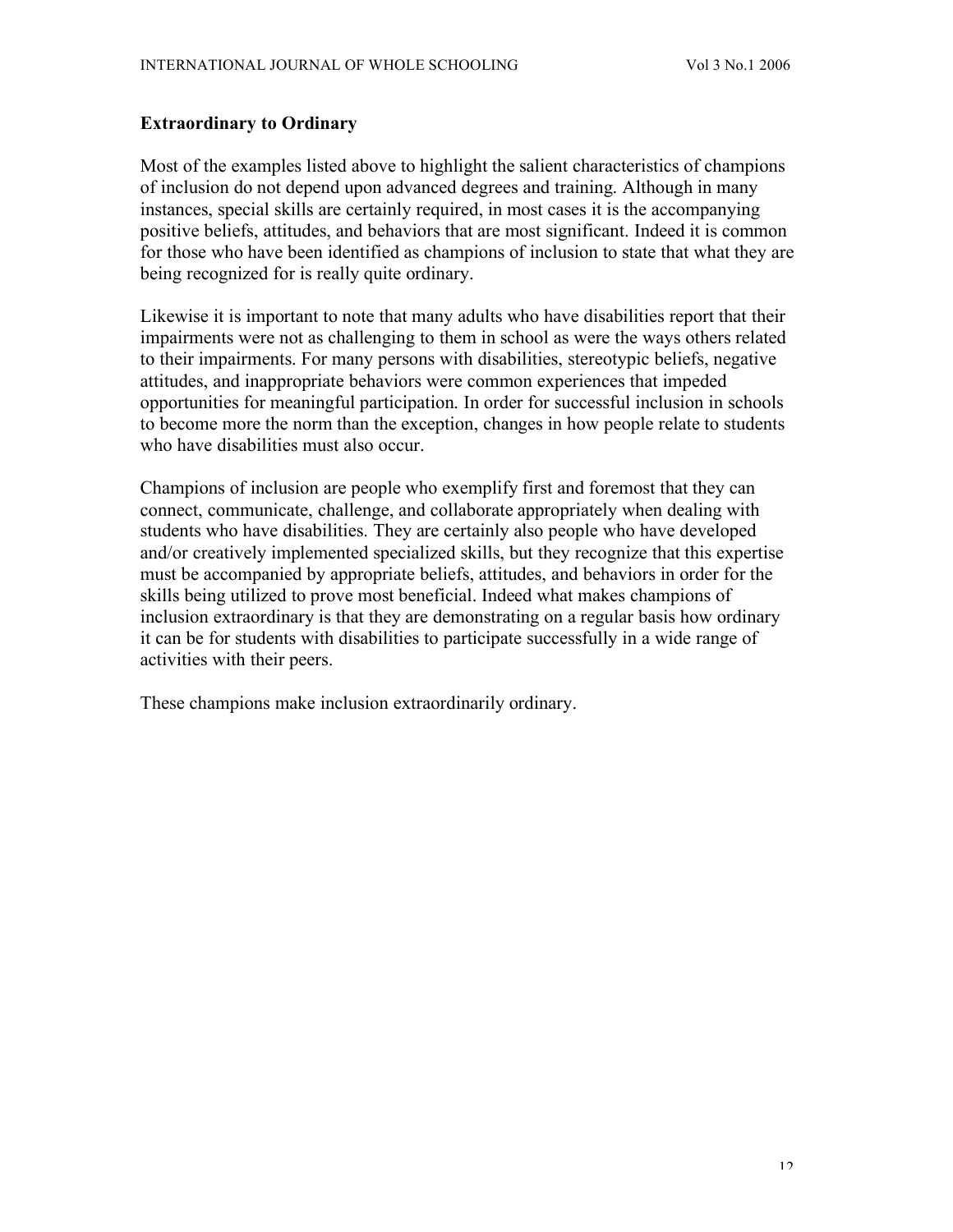## Extraordinary to Ordinary

Most of the examples listed above to highlight the salient characteristics of champions of inclusion do not depend upon advanced degrees and training. Although in many instances, special skills are certainly required, in most cases it is the accompanying positive beliefs, attitudes, and behaviors that are most significant. Indeed it is common for those who have been identified as champions of inclusion to state that what they are being recognized for is really quite ordinary.

Likewise it is important to note that many adults who have disabilities report that their impairments were not as challenging to them in school as were the ways others related to their impairments. For many persons with disabilities, stereotypic beliefs, negative attitudes, and inappropriate behaviors were common experiences that impeded opportunities for meaningful participation. In order for successful inclusion in schools to become more the norm than the exception, changes in how people relate to students who have disabilities must also occur.

Champions of inclusion are people who exemplify first and foremost that they can connect, communicate, challenge, and collaborate appropriately when dealing with students who have disabilities. They are certainly also people who have developed and/or creatively implemented specialized skills, but they recognize that this expertise must be accompanied by appropriate beliefs, attitudes, and behaviors in order for the skills being utilized to prove most beneficial. Indeed what makes champions of inclusion extraordinary is that they are demonstrating on a regular basis how ordinary it can be for students with disabilities to participate successfully in a wide range of activities with their peers.

These champions make inclusion extraordinarily ordinary.